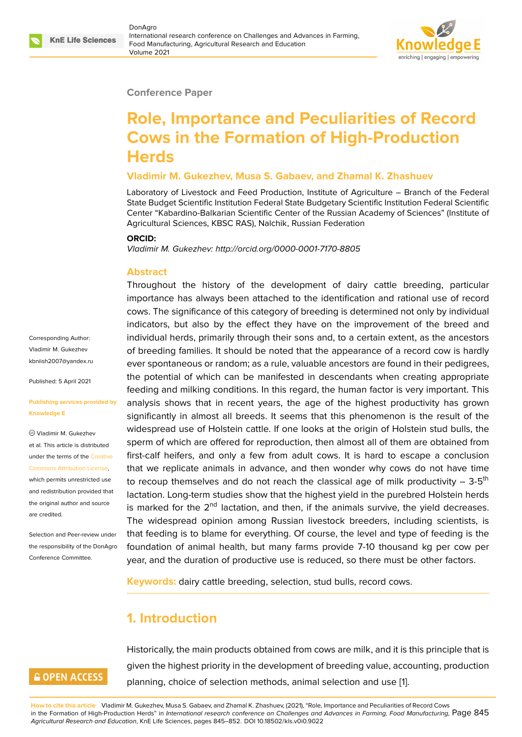Conference Paper

# Role, Importance and Peculiarities of Record Cows in the Formation of High-Production Herds

**Vladimir M. Gukezhev, Musa S. Gabaev, and Zhamal K. Zhashuev**

Laboratory of Livestock and Feed Production, Institute of Agriculture – Branch of the Federal State Budget Scientific Institution Federal State Budgetary Scientific Institution Federal Scientific Center "Kabardino-Balkarian Scientific Center of the Russian Academy of Sciences" (Institute of Agricultural Sciences, KBSC RAS), Nalchik, Russian Federation

**ORCID:**

*Vladimir M. Gukezhev: http://orcid.org/0000-0001-7170-8805*

Corresponding Author: Vladimir M. Gukezhev kbniish2007@yandex.ru

Published: 5 April 2021

Publishing services provided by Knowledge E

© Vladimir M. Gukezhev et al. This article is distributed under the terms of the Creative Commons Attribution License, which permits unrestricted use and redistribution provided that the original author and source are credited.

Selection and Peer-review under the responsibility of the DonAgro Conference Committee.

## Abstract

Throughout the history of the development of dairy cattle breeding, particular importance has always been attached to the identification and rational use of record cows. The significance of this category of breeding is determined not only by individual indicators, but also by the effect they have on the improvement of the breed and individual herds, primarily through their sons and, to a certain extent, as the ancestors of breeding families. It should be noted that the appearance of a record cow is hardly ever spontaneous or random; as a rule, valuable ancestors are found in their pedigrees, the potential of which can be manifested in descendants when creating appropriate feeding and milking conditions. In this regard, the human factor is very important. This analysis shows that in recent years, the age of the highest productivity has grown significantly in almost all breeds. It seems that this phenomenon is the result of the widespread use of Holstein cattle. If one looks at the origin of Holstein stud bulls, the sperm of which are offered for reproduction, then almost all of them are obtained from first-calf heifers, and only a few from adult cows. It is hard to escape a conclusion that we replicate animals in advance, and then wonder why cows do not have time to recoup themselves and do not reach the classical age of milk productivity – 3-5$^{th}$ lactation. Long-term studies show that the highest yield in the purebred Holstein herds is marked for the 2$^{nd}$ lactation, and then, if the animals survive, the yield decreases. The widespread opinion among Russian livestock breeders, including scientists, is that feeding is to blame for everything. Of course, the level and type of feeding is the foundation of animal health, but many farms provide 7-10 thousand kg per cow per year, and the duration of productive use is reduced, so there must be other factors.

**Keywords:** dairy cattle breeding, selection, stud bulls, record cows.

## 1. Introduction

Historically, the main products obtained from cows are milk, and it is this principle that is given the highest priority in the development of breeding value, accounting, production planning, choice of selection methods, animal selection and use [1].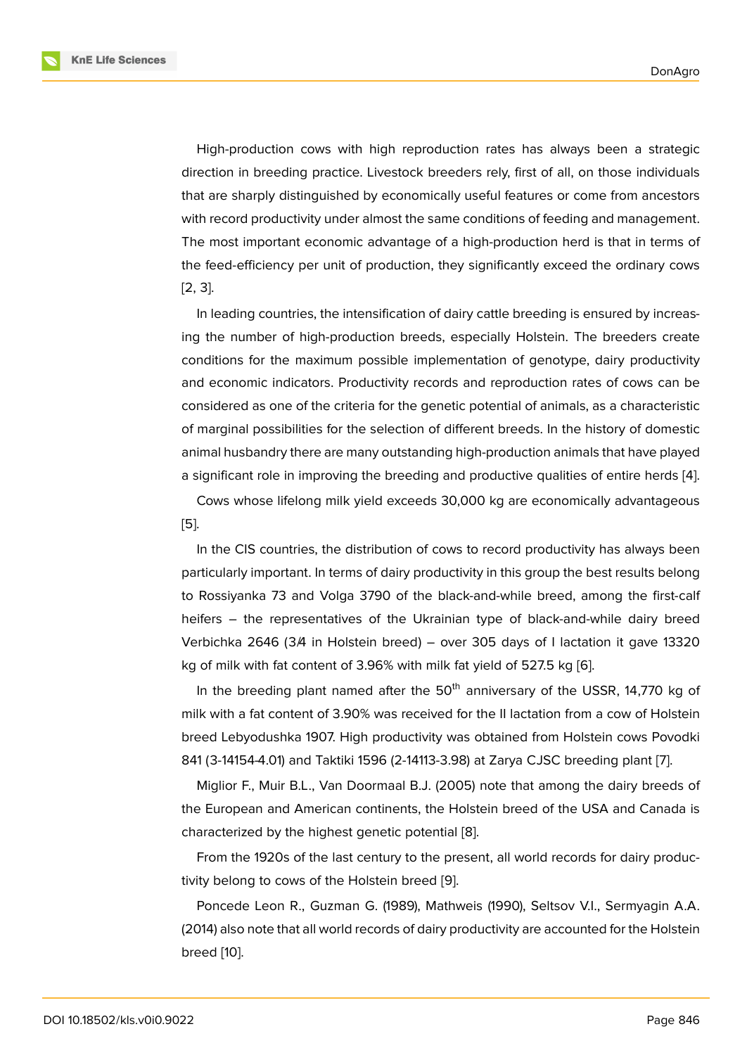High-production cows with high reproduction rates has always been a strategic direction in breeding practice. Livestock breeders rely, first of all, on those individuals that are sharply distinguished by economically useful features or come from ancestors with record productivity under almost the same conditions of feeding and management. The most important economic advantage of a high-production herd is that in terms of the feed-efficiency per unit of production, they significantly exceed the ordinary cows [2, 3].

In leading countries, the intensification of dairy cattle breeding is ensured by increasing the number of high-production breeds, especially Holstein. The breeders create conditions for the maximum possible implementation of genotype, dairy productivity and economic indicators. Productivity records and reproduction rates of cows can be considered as one of the criteria for the genetic potential of animals, as a characteristic of marginal possibilities for the selection of different breeds. In the history of domestic animal husbandry there are many outstanding high-production animals that have played a significant role in improving the breeding and productive qualities of entire herds [4].

Cows whose lifelong milk yield exceeds 30,000 kg are economically advantageous [5].

In the CIS countries, the distribution of cows to record productivity has always been particularly important. In terms of dairy productivity in this group the best results belong to Rossiyanka 73 and Volga 3790 of the black-and-while breed, among the first-calf heifers – the representatives of the Ukrainian type of black-and-while dairy breed Verbichka 2646 (3/4 in Holstein breed) – over 305 days of I lactation it gave 13320 kg of milk with fat content of 3.96% with milk fat yield of 527.5 kg [6].

In the breeding plant named after the 50th anniversary of the USSR, 14,770 kg of milk with a fat content of 3.90% was received for the II lactation from a cow of Holstein breed Lebyodushka 1907. High productivity was obtained from Holstein cows Povodki 841 (3-14154-4.01) and Taktiki 1596 (2-14113-3.98) at Zarya CJSC breeding plant [7].

Miglior F., Muir B.L., Van Doormaal B.J. (2005) note that among the dairy breeds of the European and American continents, the Holstein breed of the USA and Canada is characterized by the highest genetic potential [8].

From the 1920s of the last century to the present, all world records for dairy productivity belong to cows of the Holstein breed [9].

Poncede Leon R., Guzman G. (1989), Mathweis (1990), Seltsov V.I., Sermyagin A.A. (2014) also note that all world records of dairy productivity are accounted for the Holstein breed [10].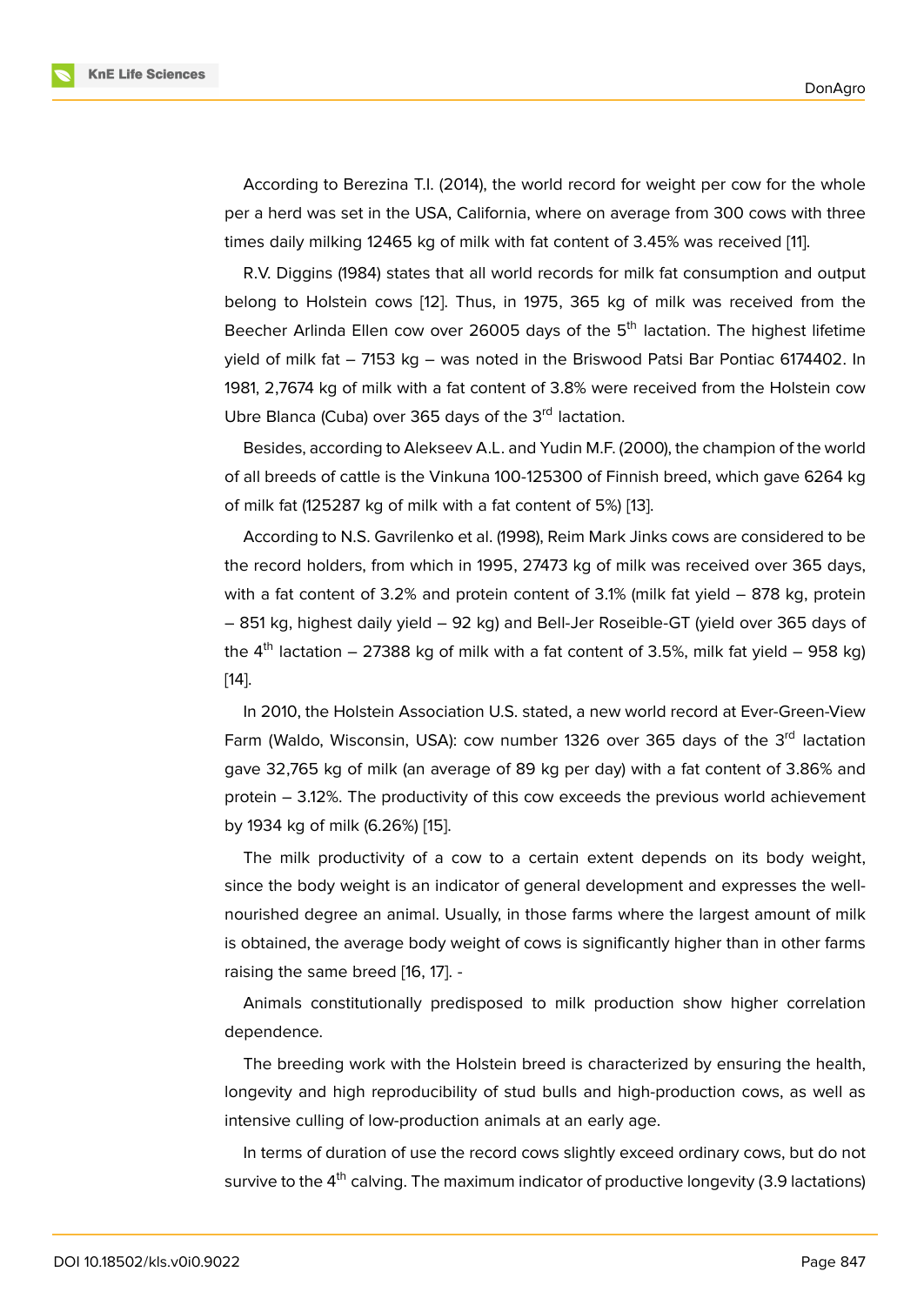According to Berezina T.I. (2014), the world record for weight per cow for the whole per a herd was set in the USA, California, where on average from 300 cows with three times daily milking 12465 kg of milk with fat content of 3.45% was received [11].

R.V. Diggins (1984) states that all world records for milk fat consumption and output belong to Holstein cows [12]. Thus, in 1975, 365 kg of milk was received from the Beecher Arlinda Ellen cow over 26005 days of the 5th lactation. The highest lifetime yield of milk fat – 7153 kg – was noted in the Briswood Patsi Bar Pontiac 6174402. In 1981, 2,7674 kg of milk with a fat content of 3.8% were received from the Holstein cow Ubre Blanca (Cuba) over 365 days of the 3rd lactation.

Besides, according to Alekseev A.L. and Yudin M.F. (2000), the champion of the world of all breeds of cattle is the Vinkuna 100-125300 of Finnish breed, which gave 6264 kg of milk fat (125287 kg of milk with a fat content of 5%) [13].

According to N.S. Gavrilenko et al. (1998), Reim Mark Jinks cows are considered to be the record holders, from which in 1995, 27473 kg of milk was received over 365 days, with a fat content of 3.2% and protein content of 3.1% (milk fat yield – 878 kg, protein – 851 kg, highest daily yield – 92 kg) and Bell-Jer Roseible-GT (yield over 365 days of the 4th lactation – 27388 kg of milk with a fat content of 3.5%, milk fat yield – 958 kg) [14].

In 2010, the Holstein Association U.S. stated, a new world record at Ever-Green-View Farm (Waldo, Wisconsin, USA): cow number 1326 over 365 days of the 3rd lactation gave 32,765 kg of milk (an average of 89 kg per day) with a fat content of 3.86% and protein – 3.12%. The productivity of this cow exceeds the previous world achievement by 1934 kg of milk (6.26%) [15].

The milk productivity of a cow to a certain extent depends on its body weight, since the body weight is an indicator of general development and expresses the well-nourished degree an animal. Usually, in those farms where the largest amount of milk is obtained, the average body weight of cows is significantly higher than in other farms raising the same breed [16, 17]. -

Animals constitutionally predisposed to milk production show higher correlation dependence.

The breeding work with the Holstein breed is characterized by ensuring the health, longevity and high reproducibility of stud bulls and high-production cows, as well as intensive culling of low-production animals at an early age.

In terms of duration of use the record cows slightly exceed ordinary cows, but do not survive to the 4th calving. The maximum indicator of productive longevity (3.9 lactations)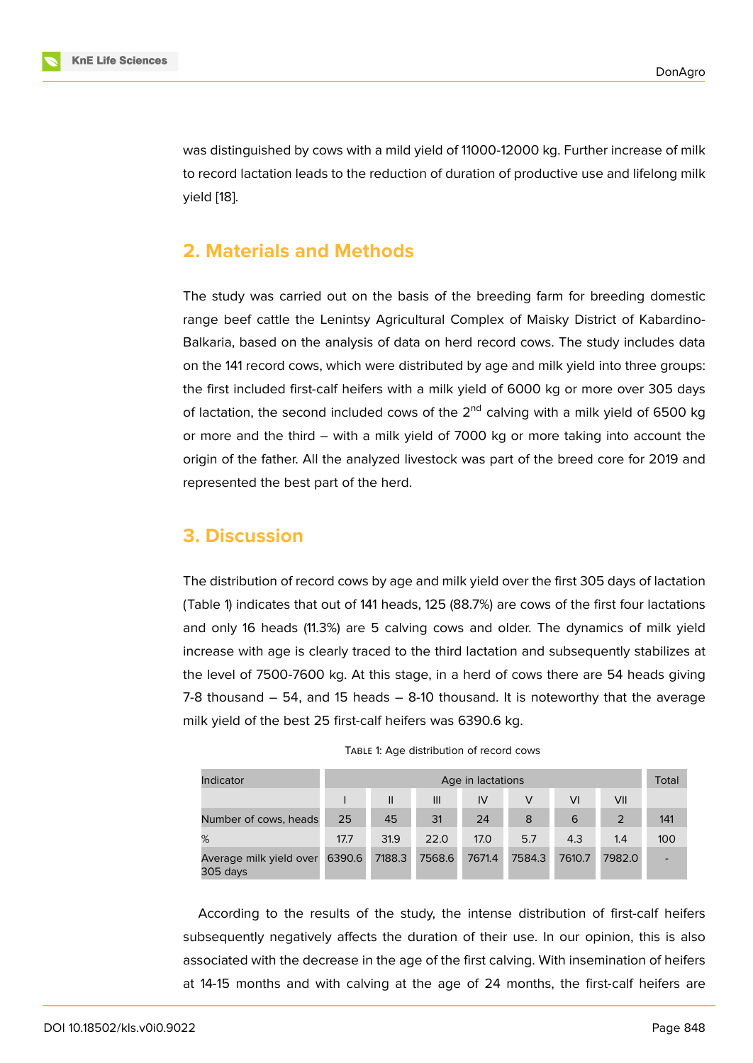was distinguished by cows with a mild yield of 11000-12000 kg. Further increase of milk to record lactation leads to the reduction of duration of productive use and lifelong milk yield [18].

## 2. Materials and Methods

The study was carried out on the basis of the breeding farm for breeding domestic range beef cattle the Lenintsy Agricultural Complex of Maisky District of Kabardino-Balkaria, based on the analysis of data on herd record cows. The study includes data on the 141 record cows, which were distributed by age and milk yield into three groups: the first included first-calf heifers with a milk yield of 6000 kg or more over 305 days of lactation, the second included cows of the 2[nd] calving with a milk yield of 6500 kg or more and the third – with a milk yield of 7000 kg or more taking into account the origin of the father. All the analyzed livestock was part of the breed core for 2019 and represented the best part of the herd.

## 3. Discussion

The distribution of record cows by age and milk yield over the first 305 days of lactation (Table 1) indicates that out of 141 heads, 125 (88.7%) are cows of the first four lactations and only 16 heads (11.3%) are 5 calving cows and older. The dynamics of milk yield increase with age is clearly traced to the third lactation and subsequently stabilizes at the level of 7500-7600 kg. At this stage, in a herd of cows there are 54 heads giving 7-8 thousand – 54, and 15 heads – 8-10 thousand. It is noteworthy that the average milk yield of the best 25 first-calf heifers was 6390.6 kg.

Table 1: Age distribution of record cows

| Indicator | Age in lactations | | | | | | | Total |
|---|---|---|---|---|---|---|---|---|
| | I | II | III | IV | V | VI | VII | |
| Number of cows, heads | 25 | 45 | 31 | 24 | 8 | 6 | 2 | 141 |
| % | 17.7 | 31.9 | 22.0 | 17.0 | 5.7 | 4.3 | 1.4 | 100 |
| Average milk yield over 305 days | 6390.6 | 7188.3 | 7568.6 | 7671.4 | 7584.3 | 7610.7 | 7982.0 | - |

According to the results of the study, the intense distribution of first-calf heifers subsequently negatively affects the duration of their use. In our opinion, this is also associated with the decrease in the age of the first calving. With insemination of heifers at 14-15 months and with calving at the age of 24 months, the first-calf heifers are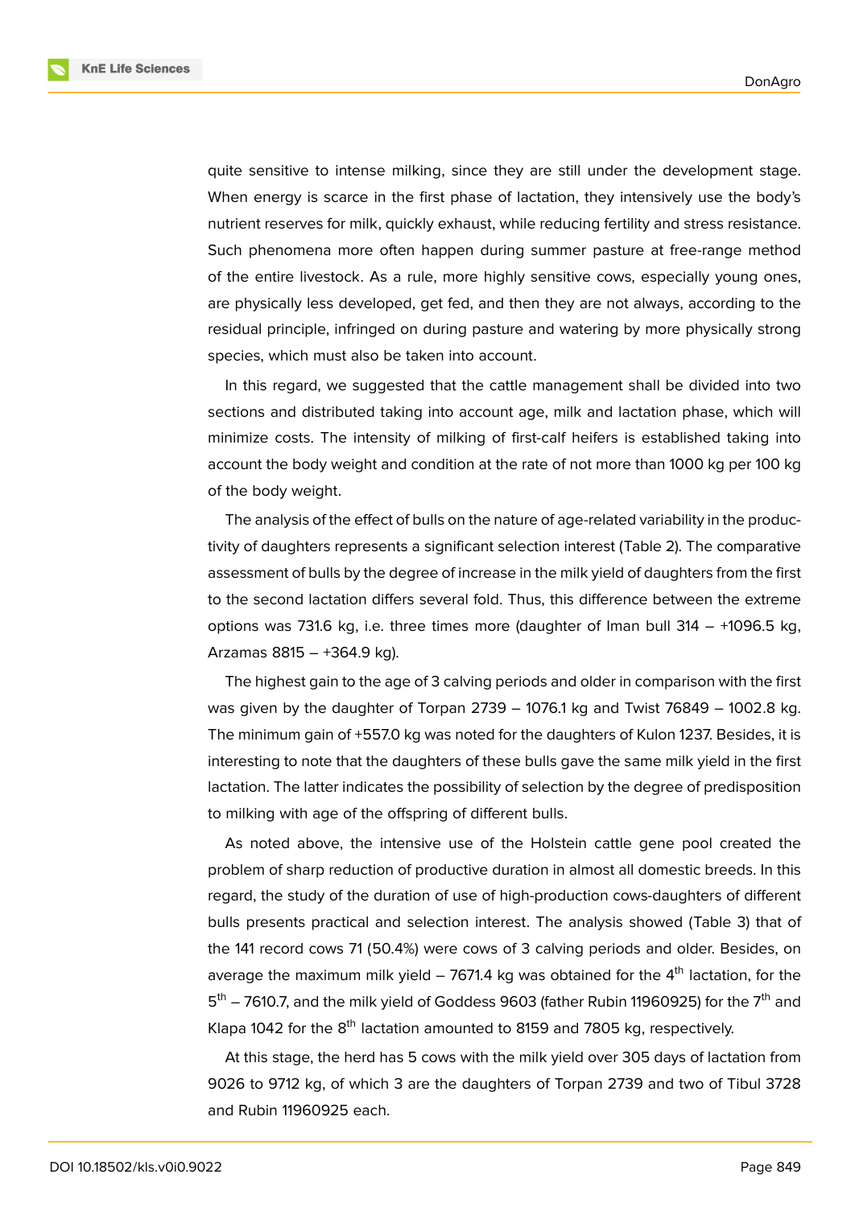quite sensitive to intense milking, since they are still under the development stage. When energy is scarce in the first phase of lactation, they intensively use the body's nutrient reserves for milk, quickly exhaust, while reducing fertility and stress resistance. Such phenomena more often happen during summer pasture at free-range method of the entire livestock. As a rule, more highly sensitive cows, especially young ones, are physically less developed, get fed, and then they are not always, according to the residual principle, infringed on during pasture and watering by more physically strong species, which must also be taken into account.

In this regard, we suggested that the cattle management shall be divided into two sections and distributed taking into account age, milk and lactation phase, which will minimize costs. The intensity of milking of first-calf heifers is established taking into account the body weight and condition at the rate of not more than 1000 kg per 100 kg of the body weight.

The analysis of the effect of bulls on the nature of age-related variability in the productivity of daughters represents a significant selection interest (Table 2). The comparative assessment of bulls by the degree of increase in the milk yield of daughters from the first to the second lactation differs several fold. Thus, this difference between the extreme options was 731.6 kg, i.e. three times more (daughter of Iman bull 314 – +1096.5 kg, Arzamas 8815 – +364.9 kg).

The highest gain to the age of 3 calving periods and older in comparison with the first was given by the daughter of Torpan 2739 – 1076.1 kg and Twist 76849 – 1002.8 kg. The minimum gain of +557.0 kg was noted for the daughters of Kulon 1237. Besides, it is interesting to note that the daughters of these bulls gave the same milk yield in the first lactation. The latter indicates the possibility of selection by the degree of predisposition to milking with age of the offspring of different bulls.

As noted above, the intensive use of the Holstein cattle gene pool created the problem of sharp reduction of productive duration in almost all domestic breeds. In this regard, the study of the duration of use of high-production cows-daughters of different bulls presents practical and selection interest. The analysis showed (Table 3) that of the 141 record cows 71 (50.4%) were cows of 3 calving periods and older. Besides, on average the maximum milk yield – 7671.4 kg was obtained for the 4$^{th}$ lactation, for the 5$^{th}$ – 7610.7, and the milk yield of Goddess 9603 (father Rubin 11960925) for the 7$^{th}$ and Klapa 1042 for the 8$^{th}$ lactation amounted to 8159 and 7805 kg, respectively.

At this stage, the herd has 5 cows with the milk yield over 305 days of lactation from 9026 to 9712 kg, of which 3 are the daughters of Torpan 2739 and two of Tibul 3728 and Rubin 11960925 each.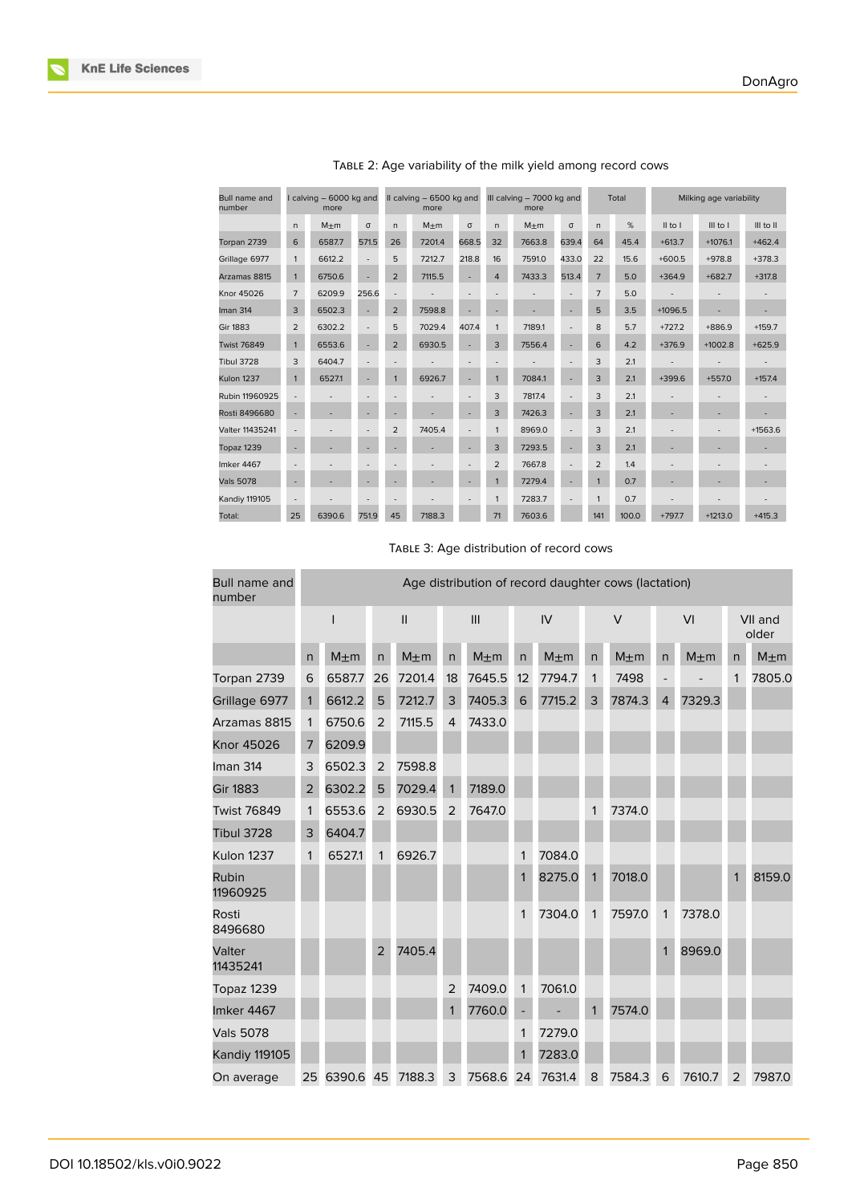Table 2: Age variability of the milk yield among record cows

| Bull name and number | I calving – 6000 kg and more | | | II calving – 6500 kg and more | | | III calving – 7000 kg and more | | | Total | | Milking age variability | | |
|---|---|---|---|---|---|---|---|---|---|---|---|---|---|---|
| | n | M±m | σ | n | M±m | σ | n | M±m | σ | n | % | II to I | III to I | III to II |
| Torpan 2739 | 6 | 6587.7 | 571.5 | 26 | 7201.4 | 668.5 | 32 | 7663.8 | 639.4 | 64 | 45.4 | +613.7 | +1076.1 | +462.4 |
| Grillage 6977 | 1 | 6612.2 | - | 5 | 7212.7 | 218.8 | 16 | 7591.0 | 433.0 | 22 | 15.6 | +600.5 | +978.8 | +378.3 |
| Arzamas 8815 | 1 | 6750.6 | - | 2 | 7115.5 | - | 4 | 7433.3 | 513.4 | 7 | 5.0 | +364.9 | +682.7 | +317.8 |
| Knor 45026 | 7 | 6209.9 | 256.6 | - | - | - | - | - | - | 7 | 5.0 | - | - | - |
| Iman 314 | 3 | 6502.3 | - | 2 | 7598.8 | - | - | - | - | 5 | 3.5 | +1096.5 | - | - |
| Gir 1883 | 2 | 6302.2 | - | 5 | 7029.4 | 407.4 | 1 | 7189.1 | - | 8 | 5.7 | +727.2 | +886.9 | +159.7 |
| Twist 76849 | 1 | 6553.6 | - | 2 | 6930.5 | - | 3 | 7556.4 | - | 6 | 4.2 | +376.9 | +1002.8 | +625.9 |
| Tibul 3728 | 3 | 6404.7 | - | - | - | - | - | - | - | 3 | 2.1 | - | - | - |
| Kulon 1237 | 1 | 6527.1 | - | 1 | 6926.7 | - | 1 | 7084.1 | - | 3 | 2.1 | +399.6 | +557.0 | +157.4 |
| Rubin 11960925 | - | - | - | - | - | - | 3 | 7817.4 | - | 3 | 2.1 | - | - | - |
| Rosti 8496680 | - | - | - | - | - | - | 3 | 7426.3 | - | 3 | 2.1 | - | - | - |
| Valter 11435241 | - | - | - | 2 | 7405.4 | - | 1 | 8969.0 | - | 3 | 2.1 | - | - | +1563.6 |
| Topaz 1239 | - | - | - | - | - | - | 3 | 7293.5 | - | 3 | 2.1 | - | - | - |
| Imker 4467 | - | - | - | - | - | - | 2 | 7667.8 | - | 2 | 1.4 | - | - | - |
| Vals 5078 | - | - | - | - | - | - | 1 | 7279.4 | - | 1 | 0.7 | - | - | - |
| Kandiy 119105 | - | - | - | - | - | - | 1 | 7283.7 | - | 1 | 0.7 | - | - | - |
| Total: | 25 | 6390.6 | 751.9 | 45 | 7188.3 | | 71 | 7603.6 | | 141 | 100.0 | +797.7 | +1213.0 | +415.3 |

Table 3: Age distribution of record cows

| Bull name and number | Age distribution of record daughter cows (lactation) | | | | | | | | | | | | | |
|---|---|---|---|---|---|---|---|---|---|---|---|---|---|---|
| | I | | II | | III | | IV | | V | | VI | | VII and older | |
| | n | M±m | n | M±m | n | M±m | n | M±m | n | M±m | n | M±m | n | M±m |
| Torpan 2739 | 6 | 6587.7 | 26 | 7201.4 | 18 | 7645.5 | 12 | 7794.7 | 1 | 7498 | - | - | 1 | 7805.0 |
| Grillage 6977 | 1 | 6612.2 | 5 | 7212.7 | 3 | 7405.3 | 6 | 7715.2 | 3 | 7874.3 | 4 | 7329.3 | | |
| Arzamas 8815 | 1 | 6750.6 | 2 | 7115.5 | 4 | 7433.0 | | | | | | | | |
| Knor 45026 | 7 | 6209.9 | | | | | | | | | | | | |
| Iman 314 | 3 | 6502.3 | 2 | 7598.8 | | | | | | | | | | |
| Gir 1883 | 2 | 6302.2 | 5 | 7029.4 | 1 | 7189.0 | | | | | | | | |
| Twist 76849 | 1 | 6553.6 | 2 | 6930.5 | 2 | 7647.0 | | | 1 | 7374.0 | | | | |
| Tibul 3728 | 3 | 6404.7 | | | | | | | | | | | | |
| Kulon 1237 | 1 | 6527.1 | 1 | 6926.7 | | | 1 | 7084.0 | | | | | | |
| Rubin 11960925 | | | | | | | 1 | 8275.0 | 1 | 7018.0 | | | 1 | 8159.0 |
| Rosti 8496680 | | | | | | | 1 | 7304.0 | 1 | 7597.0 | 1 | 7378.0 | | |
| Valter 11435241 | | | 2 | 7405.4 | | | | | | | 1 | 8969.0 | | |
| Topaz 1239 | | | | | 2 | 7409.0 | 1 | 7061.0 | | | | | | |
| Imker 4467 | | | | | 1 | 7760.0 | - | - | 1 | 7574.0 | | | | |
| Vals 5078 | | | | | | | 1 | 7279.0 | | | | | | |
| Kandiy 119105 | | | | | | | 1 | 7283.0 | | | | | | |
| On average | 25 | 6390.6 | 45 | 7188.3 | 3 | 7568.6 | 24 | 7631.4 | 8 | 7584.3 | 6 | 7610.7 | 2 | 7987.0 |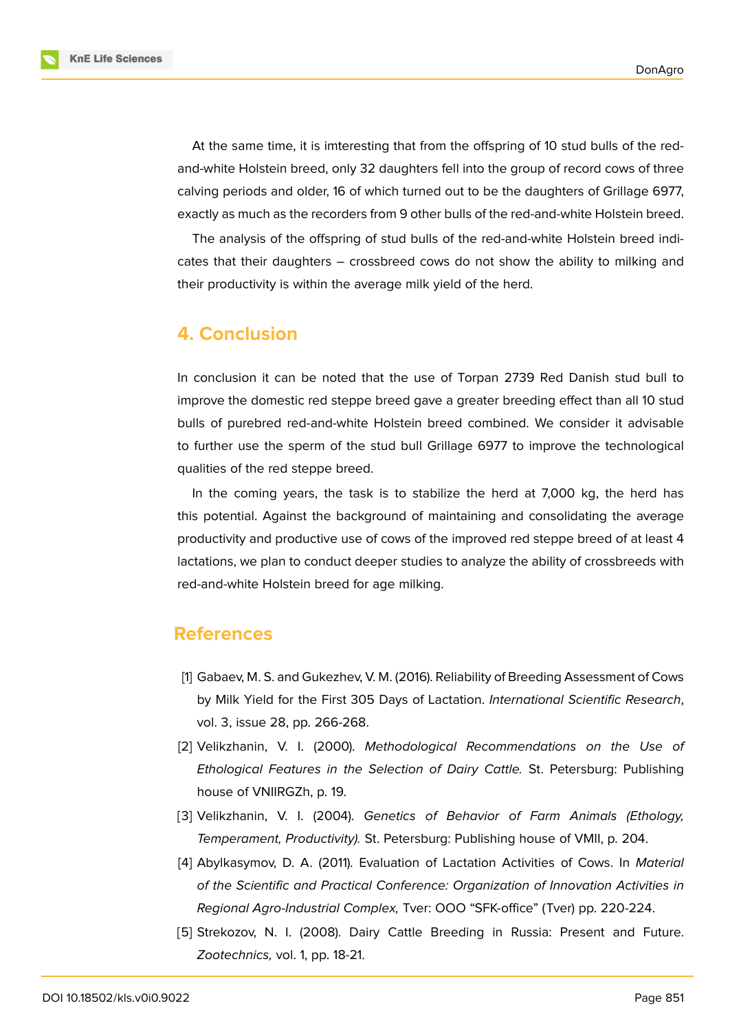At the same time, it is imteresting that from the offspring of 10 stud bulls of the red-and-white Holstein breed, only 32 daughters fell into the group of record cows of three calving periods and older, 16 of which turned out to be the daughters of Grillage 6977, exactly as much as the recorders from 9 other bulls of the red-and-white Holstein breed.

The analysis of the offspring of stud bulls of the red-and-white Holstein breed indicates that their daughters – crossbreed cows do not show the ability to milking and their productivity is within the average milk yield of the herd.

## 4. Conclusion

In conclusion it can be noted that the use of Torpan 2739 Red Danish stud bull to improve the domestic red steppe breed gave a greater breeding effect than all 10 stud bulls of purebred red-and-white Holstein breed combined. We consider it advisable to further use the sperm of the stud bull Grillage 6977 to improve the technological qualities of the red steppe breed.

In the coming years, the task is to stabilize the herd at 7,000 kg, the herd has this potential. Against the background of maintaining and consolidating the average productivity and productive use of cows of the improved red steppe breed of at least 4 lactations, we plan to conduct deeper studies to analyze the ability of crossbreeds with red-and-white Holstein breed for age milking.

## References

[1] Gabaev, M. S. and Gukezhev, V. M. (2016). Reliability of Breeding Assessment of Cows by Milk Yield for the First 305 Days of Lactation. *International Scientific Research*, vol. 3, issue 28, pp. 266-268.

[2] Velikzhanin, V. I. (2000). *Methodological Recommendations on the Use of Ethological Features in the Selection of Dairy Cattle.* St. Petersburg: Publishing house of VNIIRGZh, p. 19.

[3] Velikzhanin, V. I. (2004). *Genetics of Behavior of Farm Animals (Ethology, Temperament, Productivity).* St. Petersburg: Publishing house of VMII, p. 204.

[4] Abylkasymov, D. A. (2011). Evaluation of Lactation Activities of Cows. In *Material of the Scientific and Practical Conference: Organization of Innovation Activities in Regional Agro-Industrial Complex,* Tver: OOO "SFK-office" (Tver) pp. 220-224.

[5] Strekozov, N. I. (2008). Dairy Cattle Breeding in Russia: Present and Future. *Zootechnics,* vol. 1, pp. 18-21.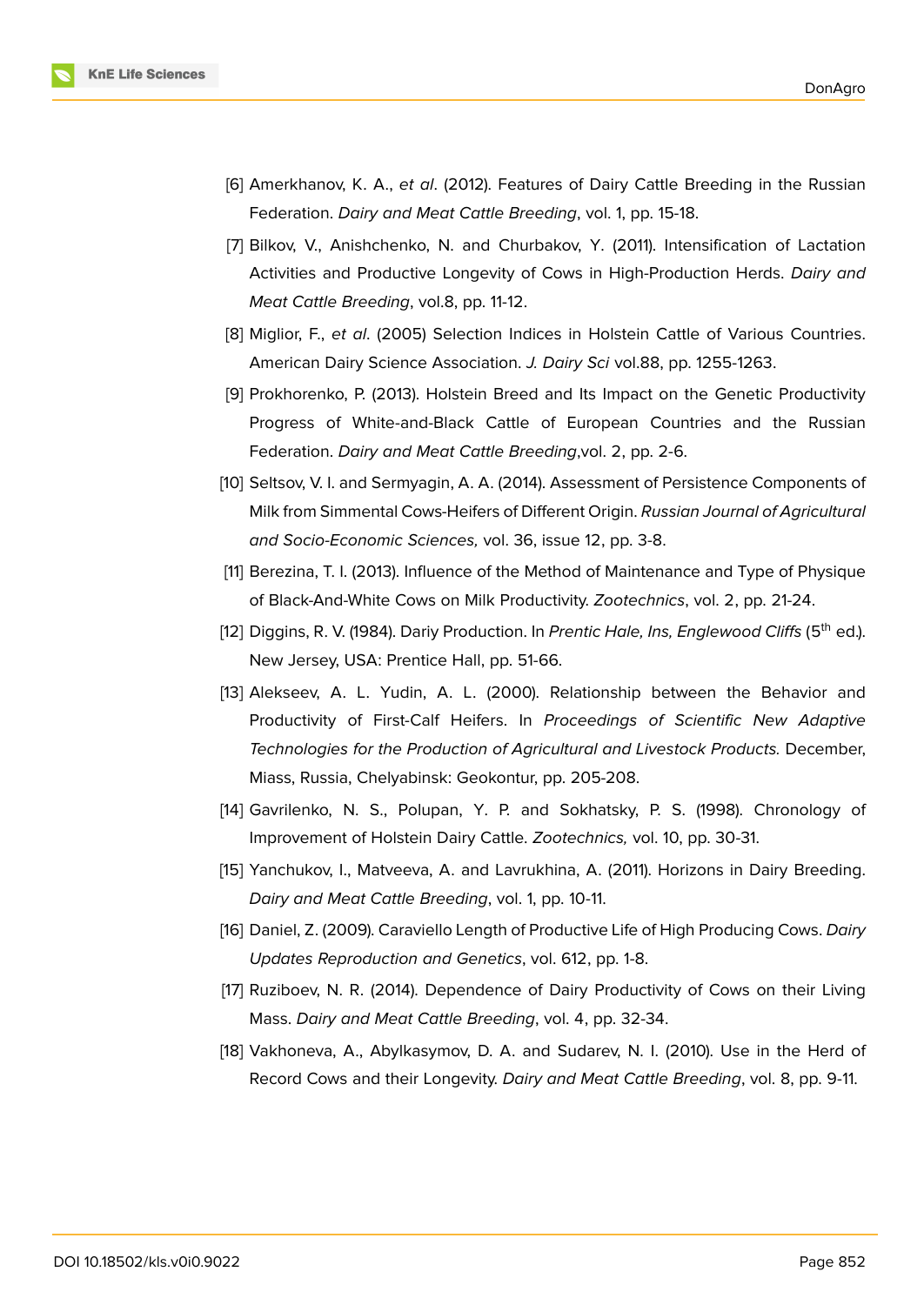[6] Amerkhanov, K. A., *et al*. (2012). Features of Dairy Cattle Breeding in the Russian Federation. *Dairy and Meat Cattle Breeding*, vol. 1, pp. 15-18.

[7] Bilkov, V., Anishchenko, N. and Churbakov, Y. (2011). Intensification of Lactation Activities and Productive Longevity of Cows in High-Production Herds. *Dairy and Meat Cattle Breeding*, vol.8, pp. 11-12.

[8] Miglior, F., *et al*. (2005) Selection Indices in Holstein Cattle of Various Countries. American Dairy Science Association. *J. Dairy Sci* vol.88, pp. 1255-1263.

[9] Prokhorenko, P. (2013). Holstein Breed and Its Impact on the Genetic Productivity Progress of White-and-Black Cattle of European Countries and the Russian Federation. *Dairy and Meat Cattle Breeding*,vol. 2, pp. 2-6.

[10] Seltsov, V. I. and Sermyagin, A. A. (2014). Assessment of Persistence Components of Milk from Simmental Cows-Heifers of Different Origin. *Russian Journal of Agricultural and Socio-Economic Sciences,* vol. 36, issue 12, pp. 3-8.

[11] Berezina, T. I. (2013). Influence of the Method of Maintenance and Type of Physique of Black-And-White Cows on Milk Productivity. *Zootechnics*, vol. 2, pp. 21-24.

[12] Diggins, R. V. (1984). Dariy Production. In *Prentic Hale, Ins, Englewood Cliffs* (5th ed.). New Jersey, USA: Prentice Hall, pp. 51-66.

[13] Alekseev, A. L. Yudin, A. L. (2000). Relationship between the Behavior and Productivity of First-Calf Heifers. In *Proceedings of Scientific New Adaptive Technologies for the Production of Agricultural and Livestock Products.* December, Miass, Russia, Chelyabinsk: Geokontur, pp. 205-208.

[14] Gavrilenko, N. S., Polupan, Y. P. and Sokhatsky, P. S. (1998). Chronology of Improvement of Holstein Dairy Cattle. *Zootechnics,* vol. 10, pp. 30-31.

[15] Yanchukov, I., Matveeva, A. and Lavrukhina, A. (2011). Horizons in Dairy Breeding. *Dairy and Meat Cattle Breeding*, vol. 1, pp. 10-11.

[16] Daniel, Z. (2009). Caraviello Length of Productive Life of High Producing Cows. *Dairy Updates Reproduction and Genetics*, vol. 612, pp. 1-8.

[17] Ruziboev, N. R. (2014). Dependence of Dairy Productivity of Cows on their Living Mass. *Dairy and Meat Cattle Breeding*, vol. 4, pp. 32-34.

[18] Vakhoneva, A., Abylkasymov, D. A. and Sudarev, N. I. (2010). Use in the Herd of Record Cows and their Longevity. *Dairy and Meat Cattle Breeding*, vol. 8, pp. 9-11.